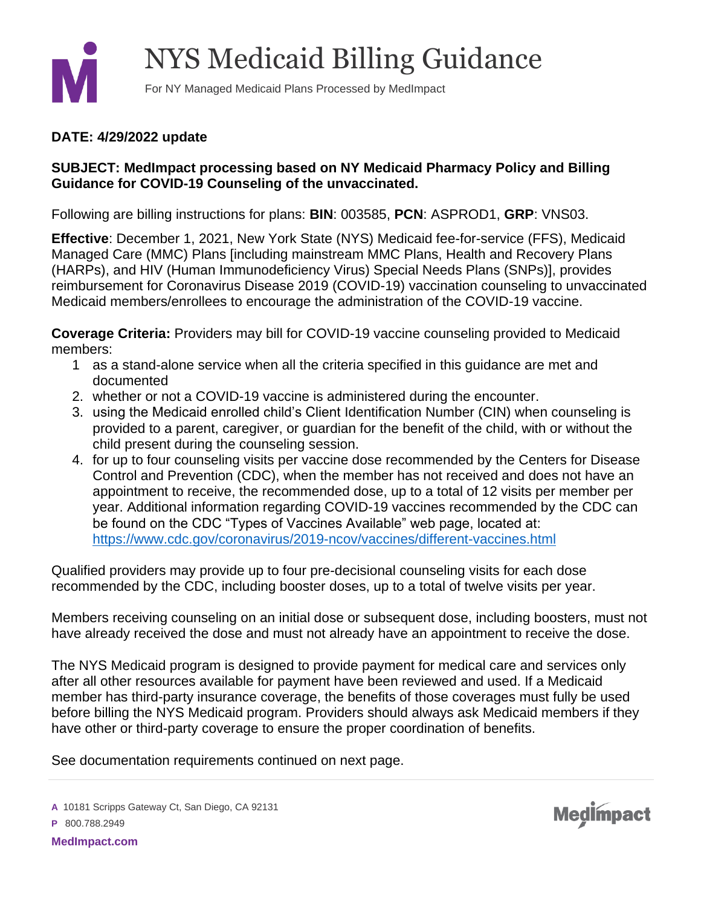# NYS Medicaid Billing Guidance

For NY Managed Medicaid Plans Processed by MedImpact

**DATE: 4/29/2022 update**

**SUBJECT: MedImpact processing based on NY Medicaid Pharmacy Policy and Billing Guidance for COVID-19 Counseling of the unvaccinated.**

Following are billing instructions for plans: **BIN**: 003585, **PCN**: ASPROD1, **GRP**: VNS03.

**Effective**: December 1, 2021, New York State (NYS) Medicaid fee-for-service (FFS), Medicaid Managed Care (MMC) Plans [including mainstream MMC Plans, Health and Recovery Plans (HARPs), and HIV (Human Immunodeficiency Virus) Special Needs Plans (SNPs)], provides reimbursement for Coronavirus Disease 2019 (COVID-19) vaccination counseling to unvaccinated Medicaid members/enrollees to encourage the administration of the COVID-19 vaccine.

**Coverage Criteria:** Providers may bill for COVID-19 vaccine counseling provided to Medicaid members:

1. as a stand-alone service when all the criteria specified in this guidance are met and documented
2. whether or not a COVID-19 vaccine is administered during the encounter.
3. using the Medicaid enrolled child's Client Identification Number (CIN) when counseling is provided to a parent, caregiver, or guardian for the benefit of the child, with or without the child present during the counseling session.
4. for up to four counseling visits per vaccine dose recommended by the Centers for Disease Control and Prevention (CDC), when the member has not received and does not have an appointment to receive, the recommended dose, up to a total of 12 visits per member per year. Additional information regarding COVID-19 vaccines recommended by the CDC can be found on the CDC "Types of Vaccines Available" web page, located at: https://www.cdc.gov/coronavirus/2019-ncov/vaccines/different-vaccines.html

Qualified providers may provide up to four pre-decisional counseling visits for each dose recommended by the CDC, including booster doses, up to a total of twelve visits per year.

Members receiving counseling on an initial dose or subsequent dose, including boosters, must not have already received the dose and must not already have an appointment to receive the dose.

The NYS Medicaid program is designed to provide payment for medical care and services only after all other resources available for payment have been reviewed and used. If a Medicaid member has third-party insurance coverage, the benefits of those coverages must fully be used before billing the NYS Medicaid program. Providers should always ask Medicaid members if they have other or third-party coverage to ensure the proper coordination of benefits.

See documentation requirements continued on next page.

**A** 10181 Scripps Gateway Ct, San Diego, CA 92131

**P** 800.788.2949

**MedImpact.com**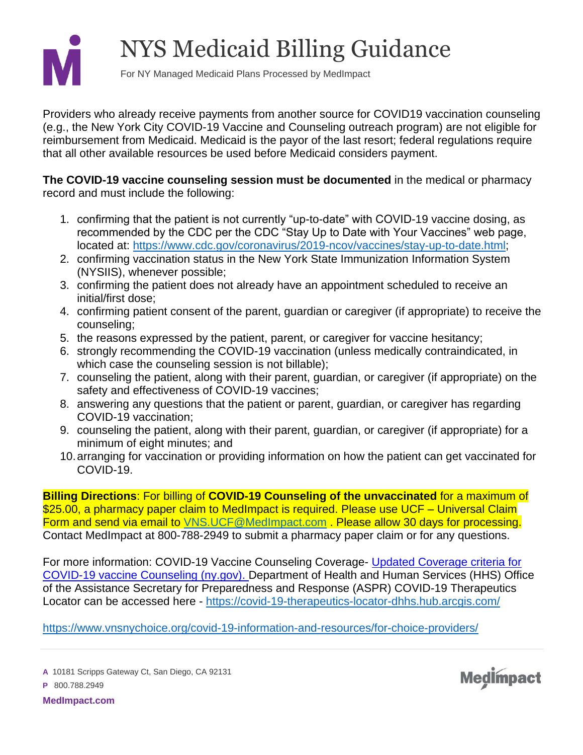# NYS Medicaid Billing Guidance

For NY Managed Medicaid Plans Processed by MedImpact

Providers who already receive payments from another source for COVID19 vaccination counseling (e.g., the New York City COVID-19 Vaccine and Counseling outreach program) are not eligible for reimbursement from Medicaid. Medicaid is the payor of the last resort; federal regulations require that all other available resources be used before Medicaid considers payment.

**The COVID-19 vaccine counseling session must be documented** in the medical or pharmacy record and must include the following:

1. confirming that the patient is not currently "up-to-date" with COVID-19 vaccine dosing, as recommended by the CDC per the CDC "Stay Up to Date with Your Vaccines" web page, located at: https://www.cdc.gov/coronavirus/2019-ncov/vaccines/stay-up-to-date.html;
2. confirming vaccination status in the New York State Immunization Information System (NYSIIS), whenever possible;
3. confirming the patient does not already have an appointment scheduled to receive an initial/first dose;
4. confirming patient consent of the parent, guardian or caregiver (if appropriate) to receive the counseling;
5. the reasons expressed by the patient, parent, or caregiver for vaccine hesitancy;
6. strongly recommending the COVID-19 vaccination (unless medically contraindicated, in which case the counseling session is not billable);
7. counseling the patient, along with their parent, guardian, or caregiver (if appropriate) on the safety and effectiveness of COVID-19 vaccines;
8. answering any questions that the patient or parent, guardian, or caregiver has regarding COVID-19 vaccination;
9. counseling the patient, along with their parent, guardian, or caregiver (if appropriate) for a minimum of eight minutes; and
10. arranging for vaccination or providing information on how the patient can get vaccinated for COVID-19.

**Billing Directions**: For billing of **COVID-19 Counseling of the unvaccinated** for a maximum of $25.00, a pharmacy paper claim to MedImpact is required. Please use UCF – Universal Claim Form and send via email to VNS.UCF@MedImpact.com . Please allow 30 days for processing. Contact MedImpact at 800-788-2949 to submit a pharmacy paper claim or for any questions.

For more information: COVID-19 Vaccine Counseling Coverage- Updated Coverage criteria for COVID-19 vaccine Counseling (ny.gov). Department of Health and Human Services (HHS) Office of the Assistance Secretary for Preparedness and Response (ASPR) COVID-19 Therapeutics Locator can be accessed here - https://covid-19-therapeutics-locator-dhhs.hub.arcgis.com/

https://www.vnsnychoice.org/covid-19-information-and-resources/for-choice-providers/

**A** 10181 Scripps Gateway Ct, San Diego, CA 92131

**P** 800.788.2949

**MedImpact.com**